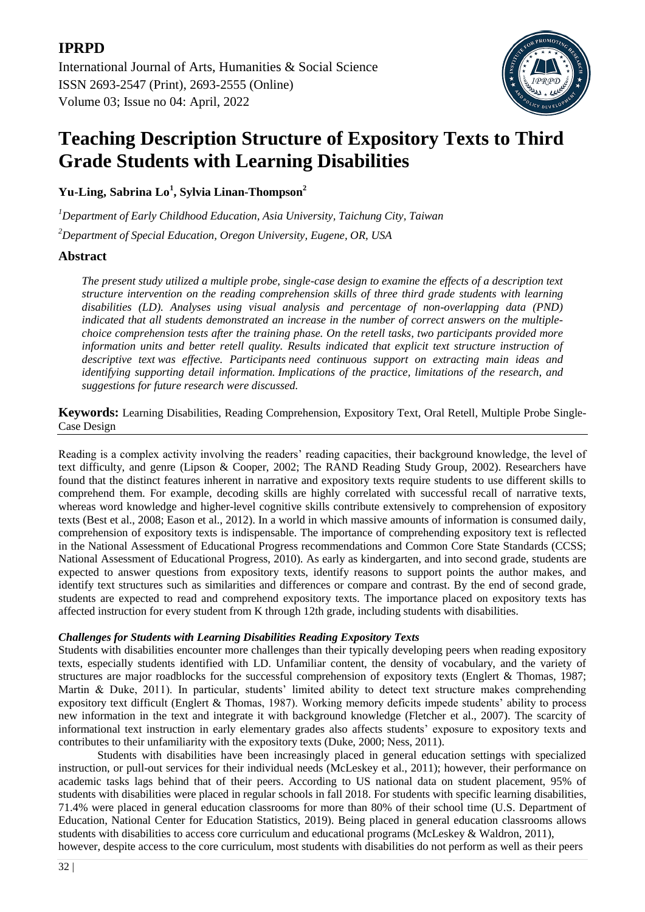**IPRPD**

International Journal of Arts, Humanities & Social Science
ISSN 2693-2547 (Print), 2693-2555 (Online)
Volume 03; Issue no 04: April, 2022

# Teaching Description Structure of Expository Texts to Third Grade Students with Learning Disabilities

**Yu-Ling, Sabrina Lo[1], Sylvia Linan-Thompson[2]**

[1]*Department of Early Childhood Education, Asia University, Taichung City, Taiwan*

[2]*Department of Special Education, Oregon University, Eugene, OR, USA*

## Abstract

*The present study utilized a multiple probe, single-case design to examine the effects of a description text structure intervention on the reading comprehension skills of three third grade students with learning disabilities (LD). Analyses using visual analysis and percentage of non-overlapping data (PND) indicated that all students demonstrated an increase in the number of correct answers on the multiple-choice comprehension tests after the training phase. On the retell tasks, two participants provided more information units and better retell quality. Results indicated that explicit text structure instruction of descriptive text was effective. Participants need continuous support on extracting main ideas and identifying supporting detail information. Implications of the practice, limitations of the research, and suggestions for future research were discussed.*

**Keywords:** Learning Disabilities, Reading Comprehension, Expository Text, Oral Retell, Multiple Probe Single-Case Design

Reading is a complex activity involving the readers' reading capacities, their background knowledge, the level of text difficulty, and genre (Lipson & Cooper, 2002; The RAND Reading Study Group, 2002). Researchers have found that the distinct features inherent in narrative and expository texts require students to use different skills to comprehend them. For example, decoding skills are highly correlated with successful recall of narrative texts, whereas word knowledge and higher-level cognitive skills contribute extensively to comprehension of expository texts (Best et al., 2008; Eason et al., 2012). In a world in which massive amounts of information is consumed daily, comprehension of expository texts is indispensable. The importance of comprehending expository text is reflected in the National Assessment of Educational Progress recommendations and Common Core State Standards (CCSS; National Assessment of Educational Progress, 2010). As early as kindergarten, and into second grade, students are expected to answer questions from expository texts, identify reasons to support points the author makes, and identify text structures such as similarities and differences or compare and contrast. By the end of second grade, students are expected to read and comprehend expository texts. The importance placed on expository texts has affected instruction for every student from K through 12th grade, including students with disabilities.

### *Challenges for Students with Learning Disabilities Reading Expository Texts*

Students with disabilities encounter more challenges than their typically developing peers when reading expository texts, especially students identified with LD. Unfamiliar content, the density of vocabulary, and the variety of structures are major roadblocks for the successful comprehension of expository texts (Englert & Thomas, 1987; Martin & Duke, 2011). In particular, students' limited ability to detect text structure makes comprehending expository text difficult (Englert & Thomas, 1987). Working memory deficits impede students' ability to process new information in the text and integrate it with background knowledge (Fletcher et al., 2007). The scarcity of informational text instruction in early elementary grades also affects students' exposure to expository texts and contributes to their unfamiliarity with the expository texts (Duke, 2000; Ness, 2011).

Students with disabilities have been increasingly placed in general education settings with specialized instruction, or pull-out services for their individual needs (McLeskey et al., 2011); however, their performance on academic tasks lags behind that of their peers. According to US national data on student placement, 95% of students with disabilities were placed in regular schools in fall 2018. For students with specific learning disabilities, 71.4% were placed in general education classrooms for more than 80% of their school time (U.S. Department of Education, National Center for Education Statistics, 2019). Being placed in general education classrooms allows students with disabilities to access core curriculum and educational programs (McLeskey & Waldron, 2011), however, despite access to the core curriculum, most students with disabilities do not perform as well as their peers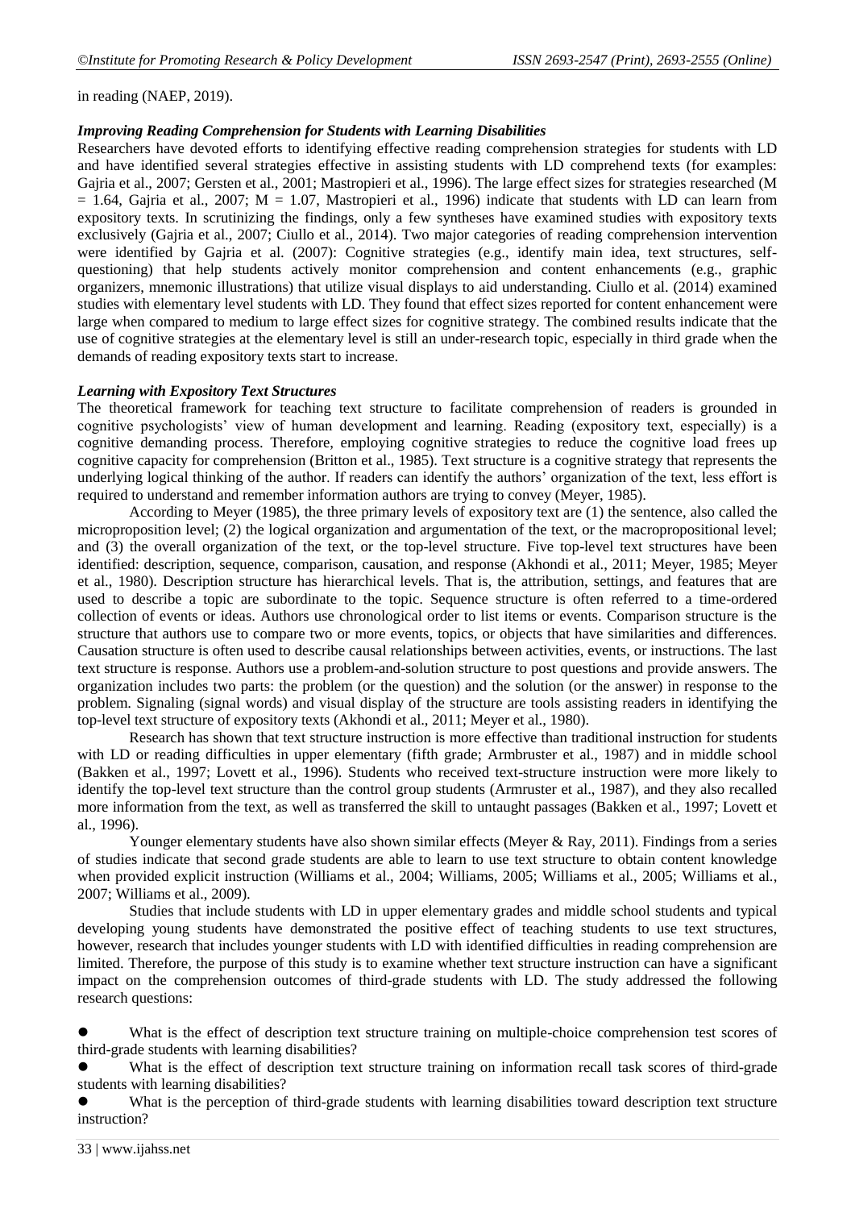in reading (NAEP, 2019).

### *Improving Reading Comprehension for Students with Learning Disabilities*

Researchers have devoted efforts to identifying effective reading comprehension strategies for students with LD and have identified several strategies effective in assisting students with LD comprehend texts (for examples: Gajria et al., 2007; Gersten et al., 2001; Mastropieri et al., 1996). The large effect sizes for strategies researched (M = 1.64, Gajria et al., 2007; M = 1.07, Mastropieri et al., 1996) indicate that students with LD can learn from expository texts. In scrutinizing the findings, only a few syntheses have examined studies with expository texts exclusively (Gajria et al., 2007; Ciullo et al., 2014). Two major categories of reading comprehension intervention were identified by Gajria et al. (2007): Cognitive strategies (e.g., identify main idea, text structures, self-questioning) that help students actively monitor comprehension and content enhancements (e.g., graphic organizers, mnemonic illustrations) that utilize visual displays to aid understanding. Ciullo et al. (2014) examined studies with elementary level students with LD. They found that effect sizes reported for content enhancement were large when compared to medium to large effect sizes for cognitive strategy. The combined results indicate that the use of cognitive strategies at the elementary level is still an under-research topic, especially in third grade when the demands of reading expository texts start to increase.

### *Learning with Expository Text Structures*

The theoretical framework for teaching text structure to facilitate comprehension of readers is grounded in cognitive psychologists' view of human development and learning. Reading (expository text, especially) is a cognitive demanding process. Therefore, employing cognitive strategies to reduce the cognitive load frees up cognitive capacity for comprehension (Britton et al., 1985). Text structure is a cognitive strategy that represents the underlying logical thinking of the author. If readers can identify the authors' organization of the text, less effort is required to understand and remember information authors are trying to convey (Meyer, 1985).

According to Meyer (1985), the three primary levels of expository text are (1) the sentence, also called the microproposition level; (2) the logical organization and argumentation of the text, or the macropropositional level; and (3) the overall organization of the text, or the top-level structure. Five top-level text structures have been identified: description, sequence, comparison, causation, and response (Akhondi et al., 2011; Meyer, 1985; Meyer et al., 1980). Description structure has hierarchical levels. That is, the attribution, settings, and features that are used to describe a topic are subordinate to the topic. Sequence structure is often referred to a time-ordered collection of events or ideas. Authors use chronological order to list items or events. Comparison structure is the structure that authors use to compare two or more events, topics, or objects that have similarities and differences. Causation structure is often used to describe causal relationships between activities, events, or instructions. The last text structure is response. Authors use a problem-and-solution structure to post questions and provide answers. The organization includes two parts: the problem (or the question) and the solution (or the answer) in response to the problem. Signaling (signal words) and visual display of the structure are tools assisting readers in identifying the top-level text structure of expository texts (Akhondi et al., 2011; Meyer et al., 1980).

Research has shown that text structure instruction is more effective than traditional instruction for students with LD or reading difficulties in upper elementary (fifth grade; Armbruster et al., 1987) and in middle school (Bakken et al., 1997; Lovett et al., 1996). Students who received text-structure instruction were more likely to identify the top-level text structure than the control group students (Armruster et al., 1987), and they also recalled more information from the text, as well as transferred the skill to untaught passages (Bakken et al., 1997; Lovett et al., 1996).

Younger elementary students have also shown similar effects (Meyer & Ray, 2011). Findings from a series of studies indicate that second grade students are able to learn to use text structure to obtain content knowledge when provided explicit instruction (Williams et al., 2004; Williams, 2005; Williams et al., 2005; Williams et al., 2007; Williams et al., 2009).

Studies that include students with LD in upper elementary grades and middle school students and typical developing young students have demonstrated the positive effect of teaching students to use text structures, however, research that includes younger students with LD with identified difficulties in reading comprehension are limited. Therefore, the purpose of this study is to examine whether text structure instruction can have a significant impact on the comprehension outcomes of third-grade students with LD. The study addressed the following research questions:

- What is the effect of description text structure training on multiple-choice comprehension test scores of third-grade students with learning disabilities?
- What is the effect of description text structure training on information recall task scores of third-grade students with learning disabilities?
- What is the perception of third-grade students with learning disabilities toward description text structure instruction?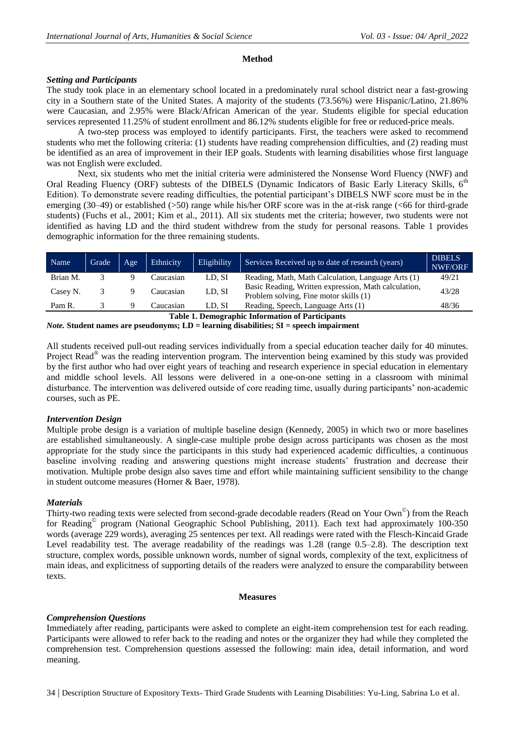## Method

### *Setting and Participants*

The study took place in an elementary school located in a predominately rural school district near a fast-growing city in a Southern state of the United States. A majority of the students (73.56%) were Hispanic/Latino, 21.86% were Caucasian, and 2.95% were Black/African American of the year. Students eligible for special education services represented 11.25% of student enrollment and 86.12% students eligible for free or reduced-price meals.

A two-step process was employed to identify participants. First, the teachers were asked to recommend students who met the following criteria: (1) students have reading comprehension difficulties, and (2) reading must be identified as an area of improvement in their IEP goals. Students with learning disabilities whose first language was not English were excluded.

Next, six students who met the initial criteria were administered the Nonsense Word Fluency (NWF) and Oral Reading Fluency (ORF) subtests of the DIBELS (Dynamic Indicators of Basic Early Literacy Skills, 6th Edition). To demonstrate severe reading difficulties, the potential participant's DIBELS NWF score must be in the emerging (30–49) or established (>50) range while his/her ORF score was in the at-risk range (<66 for third-grade students) (Fuchs et al., 2001; Kim et al., 2011). All six students met the criteria; however, two students were not identified as having LD and the third student withdrew from the study for personal reasons. Table 1 provides demographic information for the three remaining students.

| Name | Grade | Age | Ethnicity | Eligibility | Services Received up to date of research (years) | DIBELS NWF/ORF |
|---|---|---|---|---|---|---|
| Brian M. | 3 | 9 | Caucasian | LD, SI | Reading, Math, Math Calculation, Language Arts (1) | 49/21 |
| Casey N. | 3 | 9 | Caucasian | LD, SI | Basic Reading, Written expression, Math calculation, Problem solving, Fine motor skills (1) | 43/28 |
| Pam R. | 3 | 9 | Caucasian | LD, SI | Reading, Speech, Language Arts (1) | 48/36 |

**Table 1. Demographic Information of Participants**

***Note.* Student names are pseudonyms; LD = learning disabilities; SI = speech impairment**

All students received pull-out reading services individually from a special education teacher daily for 40 minutes. Project Read® was the reading intervention program. The intervention being examined by this study was provided by the first author who had over eight years of teaching and research experience in special education in elementary and middle school levels. All lessons were delivered in a one-on-one setting in a classroom with minimal disturbance. The intervention was delivered outside of core reading time, usually during participants' non-academic courses, such as PE.

### *Intervention Design*

Multiple probe design is a variation of multiple baseline design (Kennedy, 2005) in which two or more baselines are established simultaneously. A single-case multiple probe design across participants was chosen as the most appropriate for the study since the participants in this study had experienced academic difficulties, a continuous baseline involving reading and answering questions might increase students' frustration and decrease their motivation. Multiple probe design also saves time and effort while maintaining sufficient sensibility to the change in student outcome measures (Horner & Baer, 1978).

### *Materials*

Thirty-two reading texts were selected from second-grade decodable readers (Read on Your Own©) from the Reach for Reading© program (National Geographic School Publishing, 2011). Each text had approximately 100-350 words (average 229 words), averaging 25 sentences per text. All readings were rated with the Flesch-Kincaid Grade Level readability test. The average readability of the readings was 1.28 (range 0.5–2.8). The description text structure, complex words, possible unknown words, number of signal words, complexity of the text, explicitness of main ideas, and explicitness of supporting details of the readers were analyzed to ensure the comparability between texts.

## Measures

### *Comprehension Questions*

Immediately after reading, participants were asked to complete an eight-item comprehension test for each reading. Participants were allowed to refer back to the reading and notes or the organizer they had while they completed the comprehension test. Comprehension questions assessed the following: main idea, detail information, and word meaning.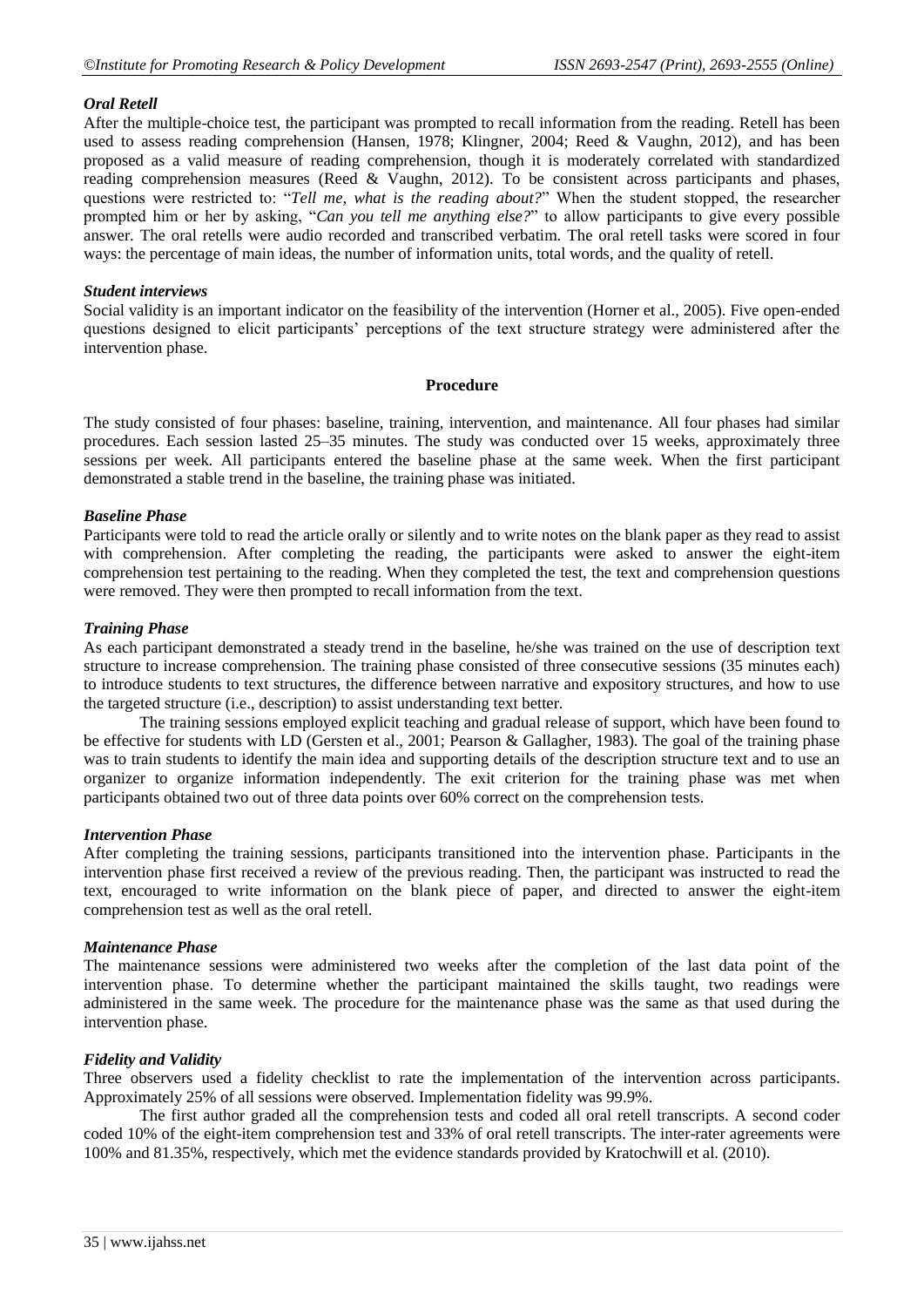### *Oral Retell*

After the multiple-choice test, the participant was prompted to recall information from the reading. Retell has been used to assess reading comprehension (Hansen, 1978; Klingner, 2004; Reed & Vaughn, 2012), and has been proposed as a valid measure of reading comprehension, though it is moderately correlated with standardized reading comprehension measures (Reed & Vaughn, 2012). To be consistent across participants and phases, questions were restricted to: "*Tell me, what is the reading about?*" When the student stopped, the researcher prompted him or her by asking, "*Can you tell me anything else?*" to allow participants to give every possible answer. The oral retells were audio recorded and transcribed verbatim. The oral retell tasks were scored in four ways: the percentage of main ideas, the number of information units, total words, and the quality of retell.

### *Student interviews*

Social validity is an important indicator on the feasibility of the intervention (Horner et al., 2005). Five open-ended questions designed to elicit participants' perceptions of the text structure strategy were administered after the intervention phase.

## Procedure

The study consisted of four phases: baseline, training, intervention, and maintenance. All four phases had similar procedures. Each session lasted 25–35 minutes. The study was conducted over 15 weeks, approximately three sessions per week. All participants entered the baseline phase at the same week. When the first participant demonstrated a stable trend in the baseline, the training phase was initiated.

### *Baseline Phase*

Participants were told to read the article orally or silently and to write notes on the blank paper as they read to assist with comprehension. After completing the reading, the participants were asked to answer the eight-item comprehension test pertaining to the reading. When they completed the test, the text and comprehension questions were removed. They were then prompted to recall information from the text.

### *Training Phase*

As each participant demonstrated a steady trend in the baseline, he/she was trained on the use of description text structure to increase comprehension. The training phase consisted of three consecutive sessions (35 minutes each) to introduce students to text structures, the difference between narrative and expository structures, and how to use the targeted structure (i.e., description) to assist understanding text better.

The training sessions employed explicit teaching and gradual release of support, which have been found to be effective for students with LD (Gersten et al., 2001; Pearson & Gallagher, 1983). The goal of the training phase was to train students to identify the main idea and supporting details of the description structure text and to use an organizer to organize information independently. The exit criterion for the training phase was met when participants obtained two out of three data points over 60% correct on the comprehension tests.

### *Intervention Phase*

After completing the training sessions, participants transitioned into the intervention phase. Participants in the intervention phase first received a review of the previous reading. Then, the participant was instructed to read the text, encouraged to write information on the blank piece of paper, and directed to answer the eight-item comprehension test as well as the oral retell.

### *Maintenance Phase*

The maintenance sessions were administered two weeks after the completion of the last data point of the intervention phase. To determine whether the participant maintained the skills taught, two readings were administered in the same week. The procedure for the maintenance phase was the same as that used during the intervention phase.

### *Fidelity and Validity*

Three observers used a fidelity checklist to rate the implementation of the intervention across participants. Approximately 25% of all sessions were observed. Implementation fidelity was 99.9%.

The first author graded all the comprehension tests and coded all oral retell transcripts. A second coder coded 10% of the eight-item comprehension test and 33% of oral retell transcripts. The inter-rater agreements were 100% and 81.35%, respectively, which met the evidence standards provided by Kratochwill et al. (2010).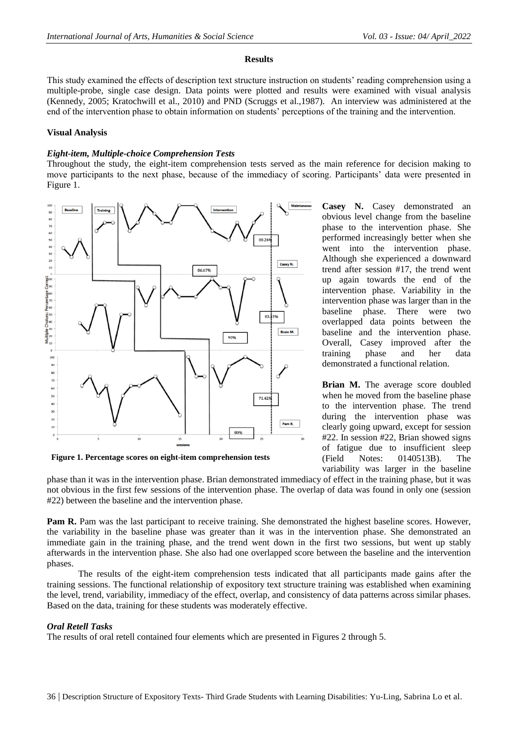### Results

This study examined the effects of description text structure instruction on students' reading comprehension using a multiple-probe, single case design. Data points were plotted and results were examined with visual analysis (Kennedy, 2005; Kratochwill et al., 2010) and PND (Scruggs et al.,1987). An interview was administered at the end of the intervention phase to obtain information on students' perceptions of the training and the intervention.

#### Visual Analysis

##### *Eight-item, Multiple-choice Comprehension Tests*

Throughout the study, the eight-item comprehension tests served as the main reference for decision making to move participants to the next phase, because of the immediacy of scoring. Participants' data were presented in Figure 1.

**Figure 1. Percentage scores on eight-item comprehension tests**

**Casey N.** Casey demonstrated an obvious level change from the baseline phase to the intervention phase. She performed increasingly better when she went into the intervention phase. Although she experienced a downward trend after session #17, the trend went up again towards the end of the intervention phase. Variability in the intervention phase was larger than in the baseline phase. There were two overlapped data points between the baseline and the intervention phase. Overall, Casey improved after the training phase and her data demonstrated a functional relation.

**Brian M.** The average score doubled when he moved from the baseline phase to the intervention phase. The trend during the intervention phase was clearly going upward, except for session #22. In session #22, Brian showed signs of fatigue due to insufficient sleep (Field Notes: 0140513B). The variability was larger in the baseline phase than it was in the intervention phase. Brian demonstrated immediacy of effect in the training phase, but it was not obvious in the first few sessions of the intervention phase. The overlap of data was found in only one (session #22) between the baseline and the intervention phase.

**Pam R.** Pam was the last participant to receive training. She demonstrated the highest baseline scores. However, the variability in the baseline phase was greater than it was in the intervention phase. She demonstrated an immediate gain in the training phase, and the trend went down in the first two sessions, but went up stably afterwards in the intervention phase. She also had one overlapped score between the baseline and the intervention phases.

The results of the eight-item comprehension tests indicated that all participants made gains after the training sessions. The functional relationship of expository text structure training was established when examining the level, trend, variability, immediacy of the effect, overlap, and consistency of data patterns across similar phases. Based on the data, training for these students was moderately effective.

##### *Oral Retell Tasks*

The results of oral retell contained four elements which are presented in Figures 2 through 5.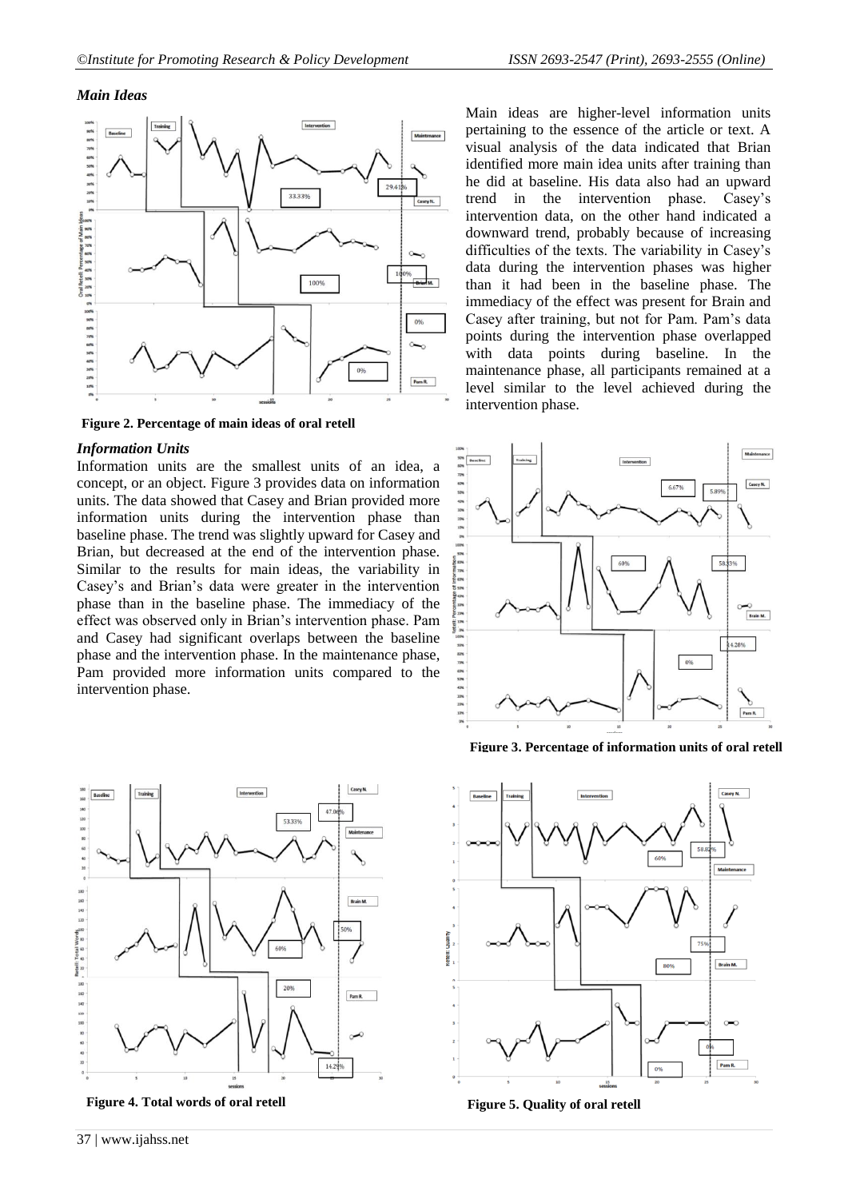### *Main Ideas*

**Figure 2. Percentage of main ideas of oral retell**

Main ideas are higher-level information units pertaining to the essence of the article or text. A visual analysis of the data indicated that Brian identified more main idea units after training than he did at baseline. His data also had an upward trend in the intervention phase. Casey's intervention data, on the other hand indicated a downward trend, probably because of increasing difficulties of the texts. The variability in Casey's data during the intervention phases was higher than it had been in the baseline phase. The immediacy of the effect was present for Brain and Casey after training, but not for Pam. Pam's data points during the intervention phase overlapped with data points during baseline. In the maintenance phase, all participants remained at a level similar to the level achieved during the intervention phase.

### *Information Units*

Information units are the smallest units of an idea, a concept, or an object. Figure 3 provides data on information units. The data showed that Casey and Brian provided more information units during the intervention phase than baseline phase. The trend was slightly upward for Casey and Brian, but decreased at the end of the intervention phase. Similar to the results for main ideas, the variability in Casey's and Brian's data were greater in the intervention phase than in the baseline phase. The immediacy of the effect was observed only in Brian's intervention phase. Pam and Casey had significant overlaps between the baseline phase and the intervention phase. In the maintenance phase, Pam provided more information units compared to the intervention phase.

**Figure 3. Percentage of information units of oral retell**

**Figure 4. Total words of oral retell**

**Figure 5. Quality of oral retell**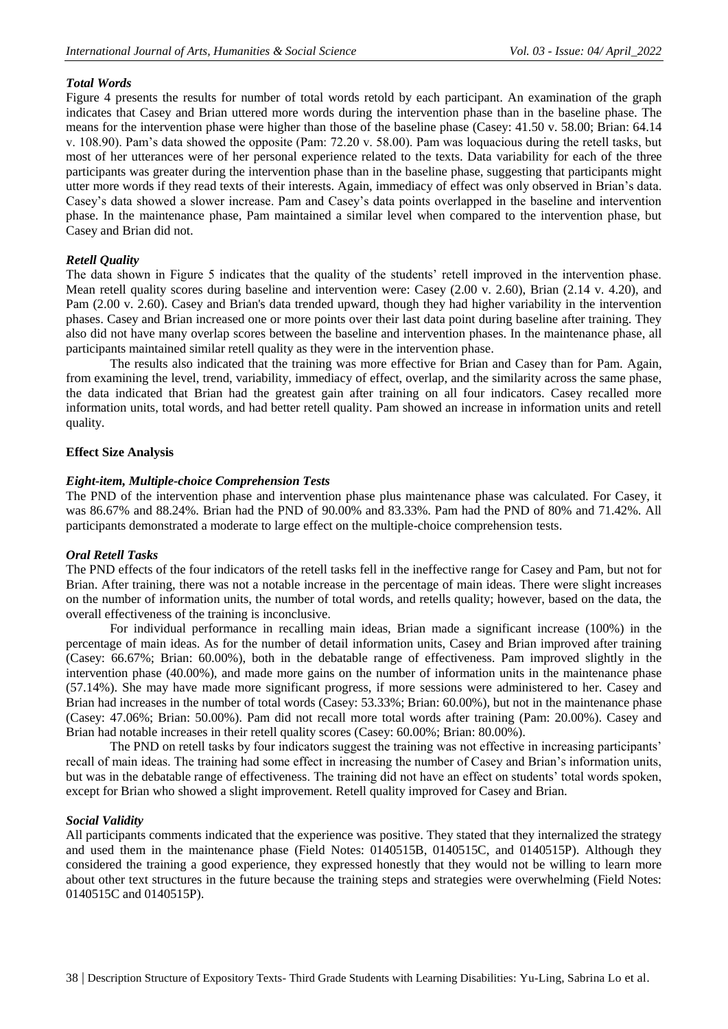### *Total Words*

Figure 4 presents the results for number of total words retold by each participant. An examination of the graph indicates that Casey and Brian uttered more words during the intervention phase than in the baseline phase. The means for the intervention phase were higher than those of the baseline phase (Casey: 41.50 v. 58.00; Brian: 64.14 v. 108.90). Pam's data showed the opposite (Pam: 72.20 v. 58.00). Pam was loquacious during the retell tasks, but most of her utterances were of her personal experience related to the texts. Data variability for each of the three participants was greater during the intervention phase than in the baseline phase, suggesting that participants might utter more words if they read texts of their interests. Again, immediacy of effect was only observed in Brian's data. Casey's data showed a slower increase. Pam and Casey's data points overlapped in the baseline and intervention phase. In the maintenance phase, Pam maintained a similar level when compared to the intervention phase, but Casey and Brian did not.

### *Retell Quality*

The data shown in Figure 5 indicates that the quality of the students' retell improved in the intervention phase. Mean retell quality scores during baseline and intervention were: Casey (2.00 v. 2.60), Brian (2.14 v. 4.20), and Pam (2.00 v. 2.60). Casey and Brian's data trended upward, though they had higher variability in the intervention phases. Casey and Brian increased one or more points over their last data point during baseline after training. They also did not have many overlap scores between the baseline and intervention phases. In the maintenance phase, all participants maintained similar retell quality as they were in the intervention phase.

The results also indicated that the training was more effective for Brian and Casey than for Pam. Again, from examining the level, trend, variability, immediacy of effect, overlap, and the similarity across the same phase, the data indicated that Brian had the greatest gain after training on all four indicators. Casey recalled more information units, total words, and had better retell quality. Pam showed an increase in information units and retell quality.

### **Effect Size Analysis**

### *Eight-item, Multiple-choice Comprehension Tests*

The PND of the intervention phase and intervention phase plus maintenance phase was calculated. For Casey, it was 86.67% and 88.24%. Brian had the PND of 90.00% and 83.33%. Pam had the PND of 80% and 71.42%. All participants demonstrated a moderate to large effect on the multiple-choice comprehension tests.

### *Oral Retell Tasks*

The PND effects of the four indicators of the retell tasks fell in the ineffective range for Casey and Pam, but not for Brian. After training, there was not a notable increase in the percentage of main ideas. There were slight increases on the number of information units, the number of total words, and retells quality; however, based on the data, the overall effectiveness of the training is inconclusive.

For individual performance in recalling main ideas, Brian made a significant increase (100%) in the percentage of main ideas. As for the number of detail information units, Casey and Brian improved after training (Casey: 66.67%; Brian: 60.00%), both in the debatable range of effectiveness. Pam improved slightly in the intervention phase (40.00%), and made more gains on the number of information units in the maintenance phase (57.14%). She may have made more significant progress, if more sessions were administered to her. Casey and Brian had increases in the number of total words (Casey: 53.33%; Brian: 60.00%), but not in the maintenance phase (Casey: 47.06%; Brian: 50.00%). Pam did not recall more total words after training (Pam: 20.00%). Casey and Brian had notable increases in their retell quality scores (Casey: 60.00%; Brian: 80.00%).

The PND on retell tasks by four indicators suggest the training was not effective in increasing participants' recall of main ideas. The training had some effect in increasing the number of Casey and Brian's information units, but was in the debatable range of effectiveness. The training did not have an effect on students' total words spoken, except for Brian who showed a slight improvement. Retell quality improved for Casey and Brian.

### *Social Validity*

All participants comments indicated that the experience was positive. They stated that they internalized the strategy and used them in the maintenance phase (Field Notes: 0140515B, 0140515C, and 0140515P). Although they considered the training a good experience, they expressed honestly that they would not be willing to learn more about other text structures in the future because the training steps and strategies were overwhelming (Field Notes: 0140515C and 0140515P).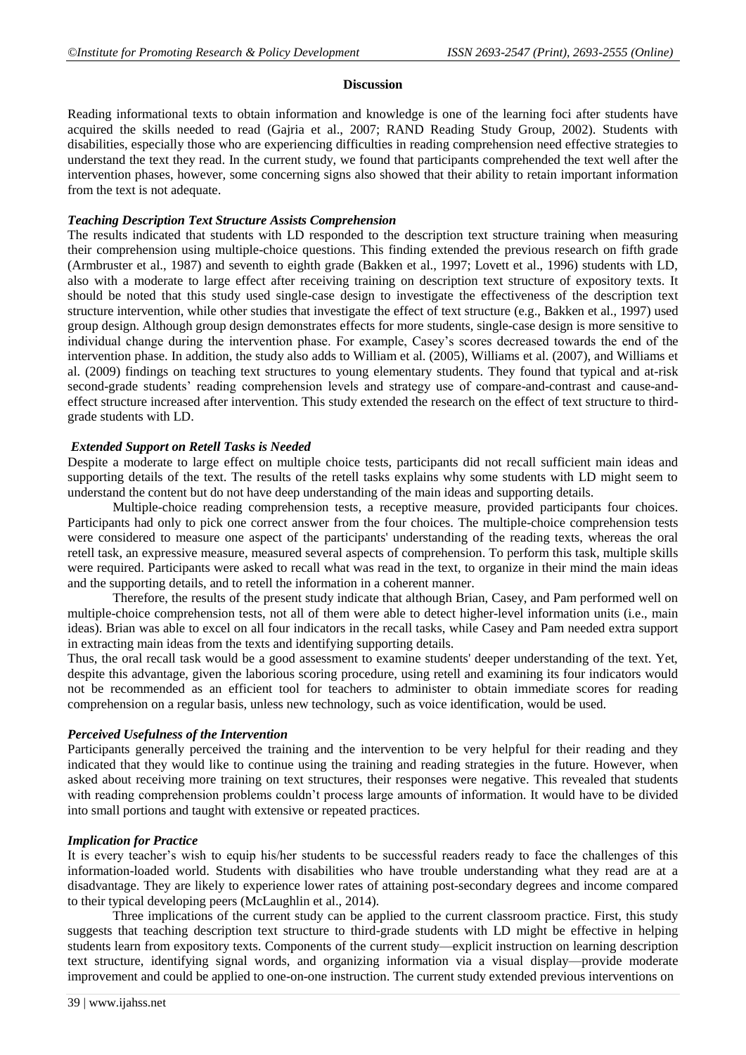## Discussion

Reading informational texts to obtain information and knowledge is one of the learning foci after students have acquired the skills needed to read (Gajria et al., 2007; RAND Reading Study Group, 2002). Students with disabilities, especially those who are experiencing difficulties in reading comprehension need effective strategies to understand the text they read. In the current study, we found that participants comprehended the text well after the intervention phases, however, some concerning signs also showed that their ability to retain important information from the text is not adequate.

### *Teaching Description Text Structure Assists Comprehension*

The results indicated that students with LD responded to the description text structure training when measuring their comprehension using multiple-choice questions. This finding extended the previous research on fifth grade (Armbruster et al., 1987) and seventh to eighth grade (Bakken et al., 1997; Lovett et al., 1996) students with LD, also with a moderate to large effect after receiving training on description text structure of expository texts. It should be noted that this study used single-case design to investigate the effectiveness of the description text structure intervention, while other studies that investigate the effect of text structure (e.g., Bakken et al., 1997) used group design. Although group design demonstrates effects for more students, single-case design is more sensitive to individual change during the intervention phase. For example, Casey's scores decreased towards the end of the intervention phase. In addition, the study also adds to William et al. (2005), Williams et al. (2007), and Williams et al. (2009) findings on teaching text structures to young elementary students. They found that typical and at-risk second-grade students' reading comprehension levels and strategy use of compare-and-contrast and cause-and-effect structure increased after intervention. This study extended the research on the effect of text structure to third-grade students with LD.

### *Extended Support on Retell Tasks is Needed*

Despite a moderate to large effect on multiple choice tests, participants did not recall sufficient main ideas and supporting details of the text. The results of the retell tasks explains why some students with LD might seem to understand the content but do not have deep understanding of the main ideas and supporting details.

Multiple-choice reading comprehension tests, a receptive measure, provided participants four choices. Participants had only to pick one correct answer from the four choices. The multiple-choice comprehension tests were considered to measure one aspect of the participants' understanding of the reading texts, whereas the oral retell task, an expressive measure, measured several aspects of comprehension. To perform this task, multiple skills were required. Participants were asked to recall what was read in the text, to organize in their mind the main ideas and the supporting details, and to retell the information in a coherent manner.

Therefore, the results of the present study indicate that although Brian, Casey, and Pam performed well on multiple-choice comprehension tests, not all of them were able to detect higher-level information units (i.e., main ideas). Brian was able to excel on all four indicators in the recall tasks, while Casey and Pam needed extra support in extracting main ideas from the texts and identifying supporting details.

Thus, the oral recall task would be a good assessment to examine students' deeper understanding of the text. Yet, despite this advantage, given the laborious scoring procedure, using retell and examining its four indicators would not be recommended as an efficient tool for teachers to administer to obtain immediate scores for reading comprehension on a regular basis, unless new technology, such as voice identification, would be used.

### *Perceived Usefulness of the Intervention*

Participants generally perceived the training and the intervention to be very helpful for their reading and they indicated that they would like to continue using the training and reading strategies in the future. However, when asked about receiving more training on text structures, their responses were negative. This revealed that students with reading comprehension problems couldn't process large amounts of information. It would have to be divided into small portions and taught with extensive or repeated practices.

### *Implication for Practice*

It is every teacher's wish to equip his/her students to be successful readers ready to face the challenges of this information-loaded world. Students with disabilities who have trouble understanding what they read are at a disadvantage. They are likely to experience lower rates of attaining post-secondary degrees and income compared to their typical developing peers (McLaughlin et al., 2014).

Three implications of the current study can be applied to the current classroom practice. First, this study suggests that teaching description text structure to third-grade students with LD might be effective in helping students learn from expository texts. Components of the current study—explicit instruction on learning description text structure, identifying signal words, and organizing information via a visual display—provide moderate improvement and could be applied to one-on-one instruction. The current study extended previous interventions on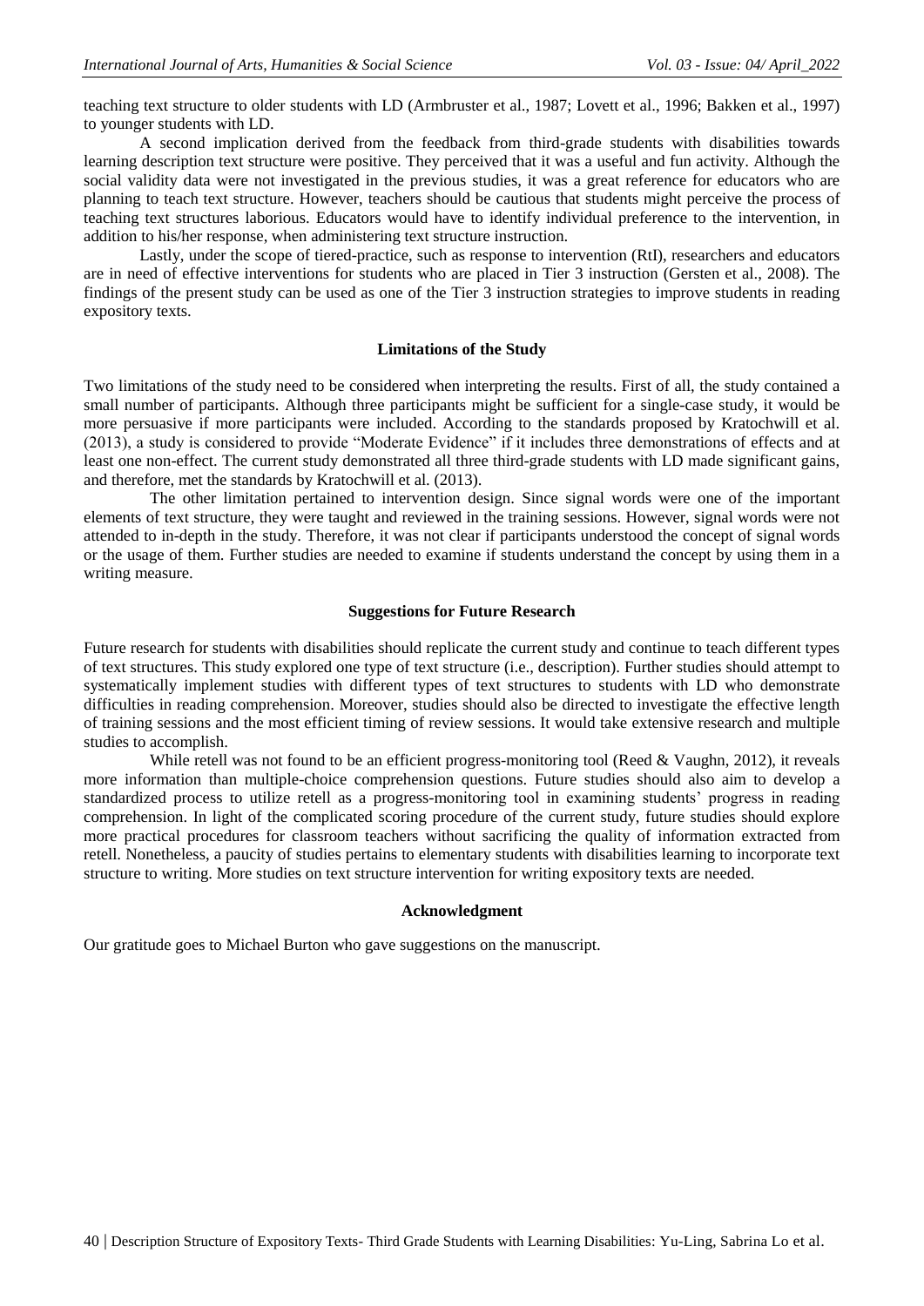teaching text structure to older students with LD (Armbruster et al., 1987; Lovett et al., 1996; Bakken et al., 1997) to younger students with LD.

A second implication derived from the feedback from third-grade students with disabilities towards learning description text structure were positive. They perceived that it was a useful and fun activity. Although the social validity data were not investigated in the previous studies, it was a great reference for educators who are planning to teach text structure. However, teachers should be cautious that students might perceive the process of teaching text structures laborious. Educators would have to identify individual preference to the intervention, in addition to his/her response, when administering text structure instruction.

Lastly, under the scope of tiered-practice, such as response to intervention (RtI), researchers and educators are in need of effective interventions for students who are placed in Tier 3 instruction (Gersten et al., 2008). The findings of the present study can be used as one of the Tier 3 instruction strategies to improve students in reading expository texts.

## Limitations of the Study

Two limitations of the study need to be considered when interpreting the results. First of all, the study contained a small number of participants. Although three participants might be sufficient for a single-case study, it would be more persuasive if more participants were included. According to the standards proposed by Kratochwill et al. (2013), a study is considered to provide "Moderate Evidence" if it includes three demonstrations of effects and at least one non-effect. The current study demonstrated all three third-grade students with LD made significant gains, and therefore, met the standards by Kratochwill et al. (2013).

The other limitation pertained to intervention design. Since signal words were one of the important elements of text structure, they were taught and reviewed in the training sessions. However, signal words were not attended to in-depth in the study. Therefore, it was not clear if participants understood the concept of signal words or the usage of them. Further studies are needed to examine if students understand the concept by using them in a writing measure.

## Suggestions for Future Research

Future research for students with disabilities should replicate the current study and continue to teach different types of text structures. This study explored one type of text structure (i.e., description). Further studies should attempt to systematically implement studies with different types of text structures to students with LD who demonstrate difficulties in reading comprehension. Moreover, studies should also be directed to investigate the effective length of training sessions and the most efficient timing of review sessions. It would take extensive research and multiple studies to accomplish.

While retell was not found to be an efficient progress-monitoring tool (Reed & Vaughn, 2012), it reveals more information than multiple-choice comprehension questions. Future studies should also aim to develop a standardized process to utilize retell as a progress-monitoring tool in examining students' progress in reading comprehension. In light of the complicated scoring procedure of the current study, future studies should explore more practical procedures for classroom teachers without sacrificing the quality of information extracted from retell. Nonetheless, a paucity of studies pertains to elementary students with disabilities learning to incorporate text structure to writing. More studies on text structure intervention for writing expository texts are needed.

## Acknowledgment

Our gratitude goes to Michael Burton who gave suggestions on the manuscript.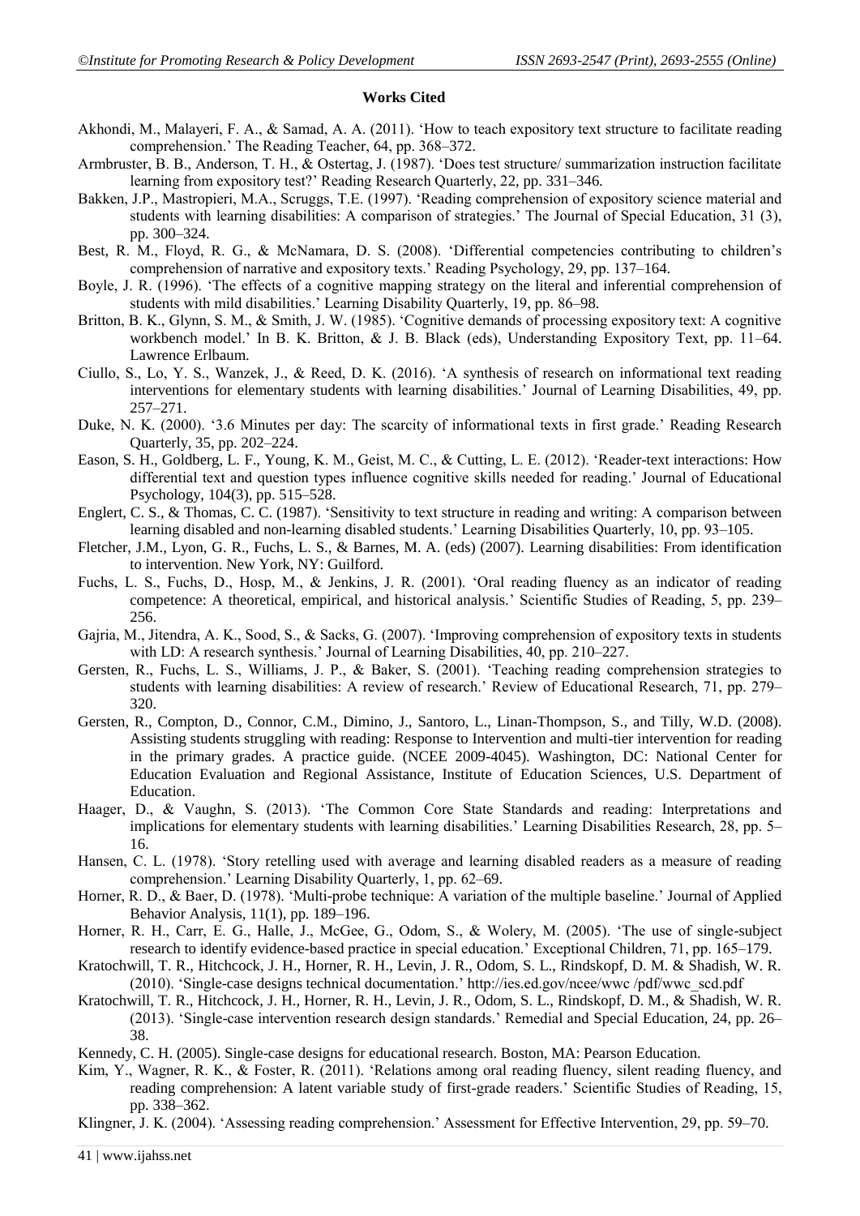**Works Cited**

Akhondi, M., Malayeri, F. A., & Samad, A. A. (2011). 'How to teach expository text structure to facilitate reading comprehension.' The Reading Teacher, 64, pp. 368–372.

Armbruster, B. B., Anderson, T. H., & Ostertag, J. (1987). 'Does test structure/ summarization instruction facilitate learning from expository test?' Reading Research Quarterly, 22, pp. 331–346.

Bakken, J.P., Mastropieri, M.A., Scruggs, T.E. (1997). 'Reading comprehension of expository science material and students with learning disabilities: A comparison of strategies.' The Journal of Special Education, 31 (3), pp. 300–324.

Best, R. M., Floyd, R. G., & McNamara, D. S. (2008). 'Differential competencies contributing to children's comprehension of narrative and expository texts.' Reading Psychology, 29, pp. 137–164.

Boyle, J. R. (1996). 'The effects of a cognitive mapping strategy on the literal and inferential comprehension of students with mild disabilities.' Learning Disability Quarterly, 19, pp. 86–98.

Britton, B. K., Glynn, S. M., & Smith, J. W. (1985). 'Cognitive demands of processing expository text: A cognitive workbench model.' In B. K. Britton, & J. B. Black (eds), Understanding Expository Text, pp. 11–64. Lawrence Erlbaum.

Ciullo, S., Lo, Y. S., Wanzek, J., & Reed, D. K. (2016). 'A synthesis of research on informational text reading interventions for elementary students with learning disabilities.' Journal of Learning Disabilities, 49, pp. 257–271.

Duke, N. K. (2000). '3.6 Minutes per day: The scarcity of informational texts in first grade.' Reading Research Quarterly, 35, pp. 202–224.

Eason, S. H., Goldberg, L. F., Young, K. M., Geist, M. C., & Cutting, L. E. (2012). 'Reader-text interactions: How differential text and question types influence cognitive skills needed for reading.' Journal of Educational Psychology, 104(3), pp. 515–528.

Englert, C. S., & Thomas, C. C. (1987). 'Sensitivity to text structure in reading and writing: A comparison between learning disabled and non-learning disabled students.' Learning Disabilities Quarterly, 10, pp. 93–105.

Fletcher, J.M., Lyon, G. R., Fuchs, L. S., & Barnes, M. A. (eds) (2007). Learning disabilities: From identification to intervention. New York, NY: Guilford.

Fuchs, L. S., Fuchs, D., Hosp, M., & Jenkins, J. R. (2001). 'Oral reading fluency as an indicator of reading competence: A theoretical, empirical, and historical analysis.' Scientific Studies of Reading, 5, pp. 239–256.

Gajria, M., Jitendra, A. K., Sood, S., & Sacks, G. (2007). 'Improving comprehension of expository texts in students with LD: A research synthesis.' Journal of Learning Disabilities, 40, pp. 210–227.

Gersten, R., Fuchs, L. S., Williams, J. P., & Baker, S. (2001). 'Teaching reading comprehension strategies to students with learning disabilities: A review of research.' Review of Educational Research, 71, pp. 279–320.

Gersten, R., Compton, D., Connor, C.M., Dimino, J., Santoro, L., Linan-Thompson, S., and Tilly, W.D. (2008). Assisting students struggling with reading: Response to Intervention and multi-tier intervention for reading in the primary grades. A practice guide. (NCEE 2009-4045). Washington, DC: National Center for Education Evaluation and Regional Assistance, Institute of Education Sciences, U.S. Department of Education.

Haager, D., & Vaughn, S. (2013). 'The Common Core State Standards and reading: Interpretations and implications for elementary students with learning disabilities.' Learning Disabilities Research, 28, pp. 5–16.

Hansen, C. L. (1978). 'Story retelling used with average and learning disabled readers as a measure of reading comprehension.' Learning Disability Quarterly, 1, pp. 62–69.

Horner, R. D., & Baer, D. (1978). 'Multi-probe technique: A variation of the multiple baseline.' Journal of Applied Behavior Analysis, 11(1), pp. 189–196.

Horner, R. H., Carr, E. G., Halle, J., McGee, G., Odom, S., & Wolery, M. (2005). 'The use of single-subject research to identify evidence-based practice in special education.' Exceptional Children, 71, pp. 165–179.

Kratochwill, T. R., Hitchcock, J. H., Horner, R. H., Levin, J. R., Odom, S. L., Rindskopf, D. M. & Shadish, W. R. (2010). 'Single-case designs technical documentation.' http://ies.ed.gov/ncee/wwc /pdf/wwc_scd.pdf

Kratochwill, T. R., Hitchcock, J. H., Horner, R. H., Levin, J. R., Odom, S. L., Rindskopf, D. M., & Shadish, W. R. (2013). 'Single-case intervention research design standards.' Remedial and Special Education, 24, pp. 26–38.

Kennedy, C. H. (2005). Single-case designs for educational research. Boston, MA: Pearson Education.

Kim, Y., Wagner, R. K., & Foster, R. (2011). 'Relations among oral reading fluency, silent reading fluency, and reading comprehension: A latent variable study of first-grade readers.' Scientific Studies of Reading, 15, pp. 338–362.

Klingner, J. K. (2004). 'Assessing reading comprehension.' Assessment for Effective Intervention, 29, pp. 59–70.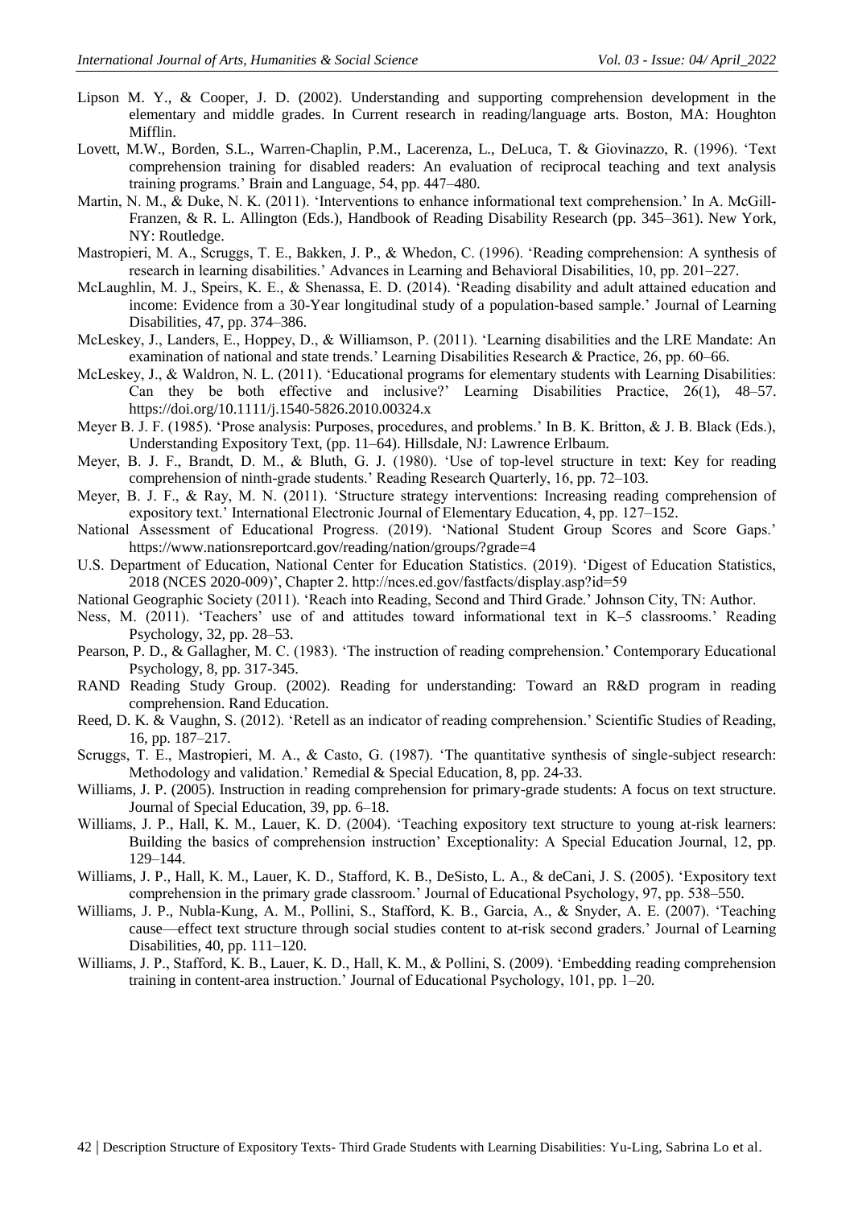Lipson M. Y., & Cooper, J. D. (2002). Understanding and supporting comprehension development in the elementary and middle grades. In Current research in reading/language arts. Boston, MA: Houghton Mifflin.

Lovett, M.W., Borden, S.L., Warren-Chaplin, P.M., Lacerenza, L., DeLuca, T. & Giovinazzo, R. (1996). 'Text comprehension training for disabled readers: An evaluation of reciprocal teaching and text analysis training programs.' Brain and Language, 54, pp. 447–480.

Martin, N. M., & Duke, N. K. (2011). 'Interventions to enhance informational text comprehension.' In A. McGill-Franzen, & R. L. Allington (Eds.), Handbook of Reading Disability Research (pp. 345–361). New York, NY: Routledge.

Mastropieri, M. A., Scruggs, T. E., Bakken, J. P., & Whedon, C. (1996). 'Reading comprehension: A synthesis of research in learning disabilities.' Advances in Learning and Behavioral Disabilities, 10, pp. 201–227.

McLaughlin, M. J., Speirs, K. E., & Shenassa, E. D. (2014). 'Reading disability and adult attained education and income: Evidence from a 30-Year longitudinal study of a population-based sample.' Journal of Learning Disabilities, 47, pp. 374–386.

McLeskey, J., Landers, E., Hoppey, D., & Williamson, P. (2011). 'Learning disabilities and the LRE Mandate: An examination of national and state trends.' Learning Disabilities Research & Practice, 26, pp. 60–66.

McLeskey, J., & Waldron, N. L. (2011). 'Educational programs for elementary students with Learning Disabilities: Can they be both effective and inclusive?' Learning Disabilities Practice, 26(1), 48–57. https://doi.org/10.1111/j.1540-5826.2010.00324.x

Meyer B. J. F. (1985). 'Prose analysis: Purposes, procedures, and problems.' In B. K. Britton, & J. B. Black (Eds.), Understanding Expository Text, (pp. 11–64). Hillsdale, NJ: Lawrence Erlbaum.

Meyer, B. J. F., Brandt, D. M., & Bluth, G. J. (1980). 'Use of top-level structure in text: Key for reading comprehension of ninth-grade students.' Reading Research Quarterly, 16, pp. 72–103.

Meyer, B. J. F., & Ray, M. N. (2011). 'Structure strategy interventions: Increasing reading comprehension of expository text.' International Electronic Journal of Elementary Education, 4, pp. 127–152.

National Assessment of Educational Progress. (2019). 'National Student Group Scores and Score Gaps.' https://www.nationsreportcard.gov/reading/nation/groups/?grade=4

U.S. Department of Education, National Center for Education Statistics. (2019). 'Digest of Education Statistics, 2018 (NCES 2020-009)', Chapter 2. http://nces.ed.gov/fastfacts/display.asp?id=59

National Geographic Society (2011). 'Reach into Reading, Second and Third Grade.' Johnson City, TN: Author.

Ness, M. (2011). 'Teachers' use of and attitudes toward informational text in K–5 classrooms.' Reading Psychology, 32, pp. 28–53.

Pearson, P. D., & Gallagher, M. C. (1983). 'The instruction of reading comprehension.' Contemporary Educational Psychology, 8, pp. 317-345.

RAND Reading Study Group. (2002). Reading for understanding: Toward an R&D program in reading comprehension. Rand Education.

Reed, D. K. & Vaughn, S. (2012). 'Retell as an indicator of reading comprehension.' Scientific Studies of Reading, 16, pp. 187–217.

Scruggs, T. E., Mastropieri, M. A., & Casto, G. (1987). 'The quantitative synthesis of single-subject research: Methodology and validation.' Remedial & Special Education, 8, pp. 24-33.

Williams, J. P. (2005). Instruction in reading comprehension for primary-grade students: A focus on text structure. Journal of Special Education, 39, pp. 6–18.

Williams, J. P., Hall, K. M., Lauer, K. D. (2004). 'Teaching expository text structure to young at-risk learners: Building the basics of comprehension instruction' Exceptionality: A Special Education Journal, 12, pp. 129–144.

Williams, J. P., Hall, K. M., Lauer, K. D., Stafford, K. B., DeSisto, L. A., & deCani, J. S. (2005). 'Expository text comprehension in the primary grade classroom.' Journal of Educational Psychology, 97, pp. 538–550.

Williams, J. P., Nubla-Kung, A. M., Pollini, S., Stafford, K. B., Garcia, A., & Snyder, A. E. (2007). 'Teaching cause—effect text structure through social studies content to at-risk second graders.' Journal of Learning Disabilities, 40, pp. 111–120.

Williams, J. P., Stafford, K. B., Lauer, K. D., Hall, K. M., & Pollini, S. (2009). 'Embedding reading comprehension training in content-area instruction.' Journal of Educational Psychology, 101, pp. 1–20.